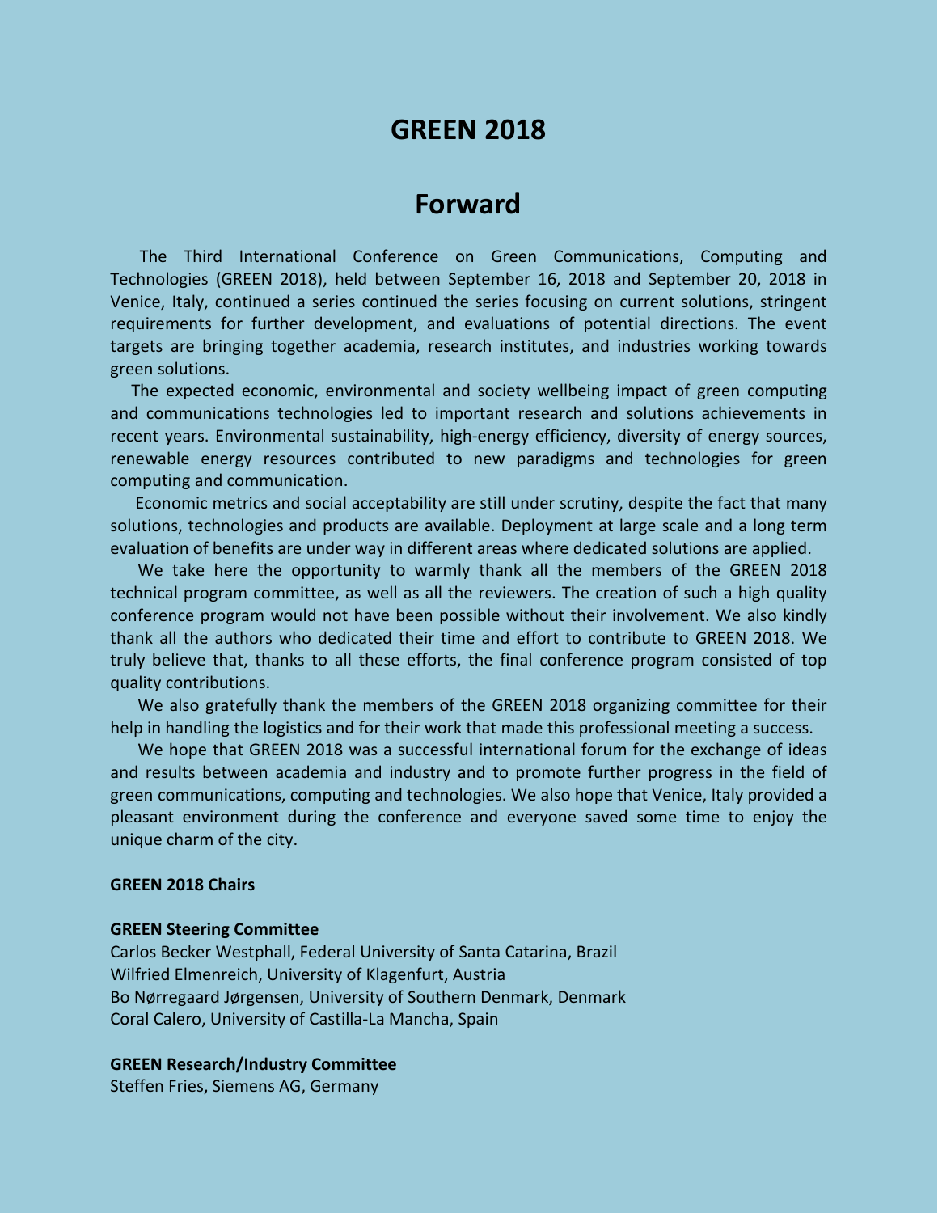# GREEN 2018

# Forward

The Third International Conference on Green Communications, Computing and Technologies (GREEN 2018), held between September 16, 2018 and September 20, 2018 in Venice, Italy, continued a series continued the series focusing on current solutions, stringent requirements for further development, and evaluations of potential directions. The event targets are bringing together academia, research institutes, and industries working towards green solutions.

The expected economic, environmental and society wellbeing impact of green computing and communications technologies led to important research and solutions achievements in recent years. Environmental sustainability, high-energy efficiency, diversity of energy sources, renewable energy resources contributed to new paradigms and technologies for green computing and communication.

Economic metrics and social acceptability are still under scrutiny, despite the fact that many solutions, technologies and products are available. Deployment at large scale and a long term evaluation of benefits are under way in different areas where dedicated solutions are applied.

We take here the opportunity to warmly thank all the members of the GREEN 2018 technical program committee, as well as all the reviewers. The creation of such a high quality conference program would not have been possible without their involvement. We also kindly thank all the authors who dedicated their time and effort to contribute to GREEN 2018. We truly believe that, thanks to all these efforts, the final conference program consisted of top quality contributions.

We also gratefully thank the members of the GREEN 2018 organizing committee for their help in handling the logistics and for their work that made this professional meeting a success.

We hope that GREEN 2018 was a successful international forum for the exchange of ideas and results between academia and industry and to promote further progress in the field of green communications, computing and technologies. We also hope that Venice, Italy provided a pleasant environment during the conference and everyone saved some time to enjoy the unique charm of the city.

**GREEN 2018 Chairs**

**GREEN Steering Committee**
Carlos Becker Westphall, Federal University of Santa Catarina, Brazil
Wilfried Elmenreich, University of Klagenfurt, Austria
Bo Nørregaard Jørgensen, University of Southern Denmark, Denmark
Coral Calero, University of Castilla-La Mancha, Spain

**GREEN Research/Industry Committee**
Steffen Fries, Siemens AG, Germany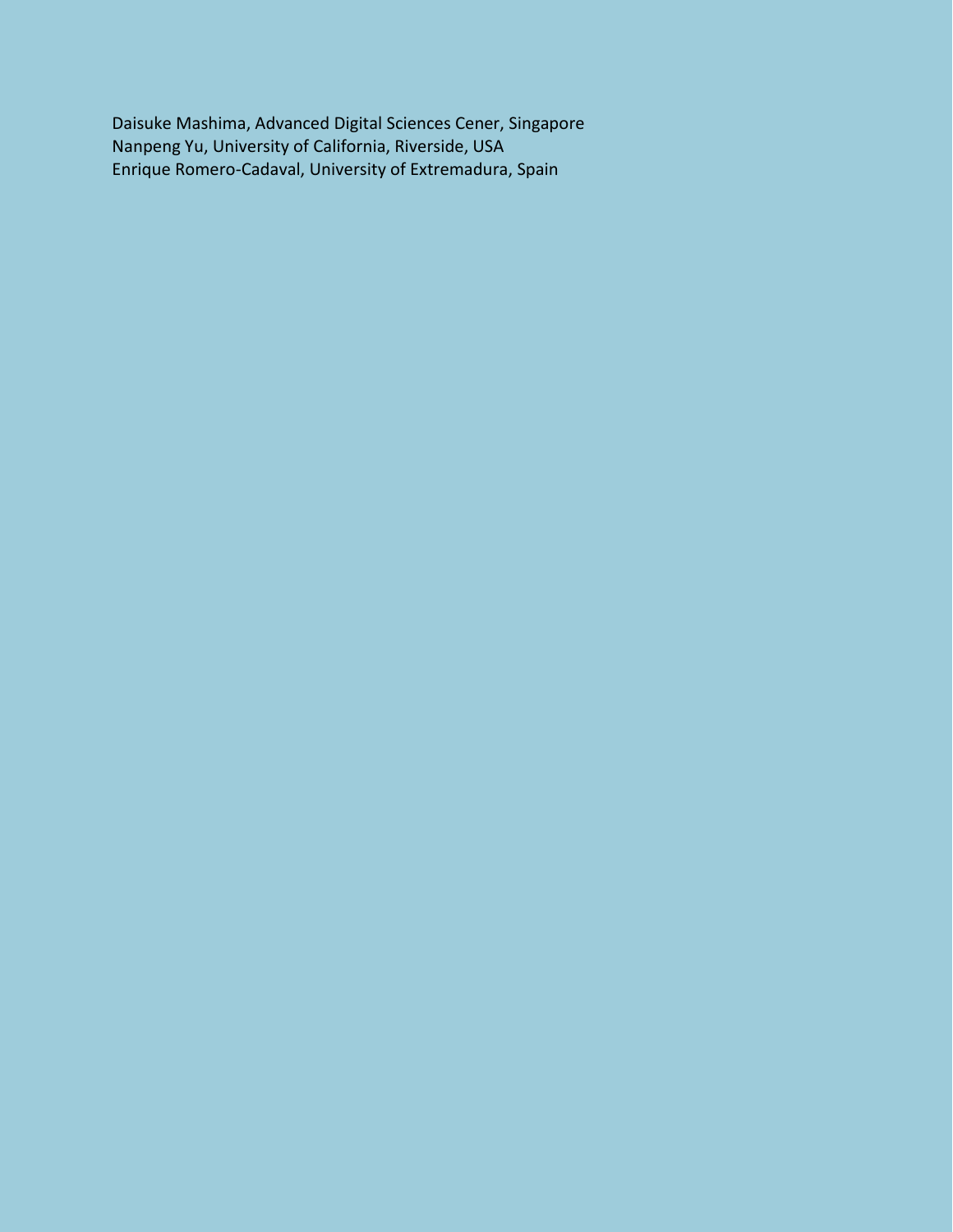Daisuke Mashima, Advanced Digital Sciences Cener, Singapore
Nanpeng Yu, University of California, Riverside, USA
Enrique Romero-Cadaval, University of Extremadura, Spain